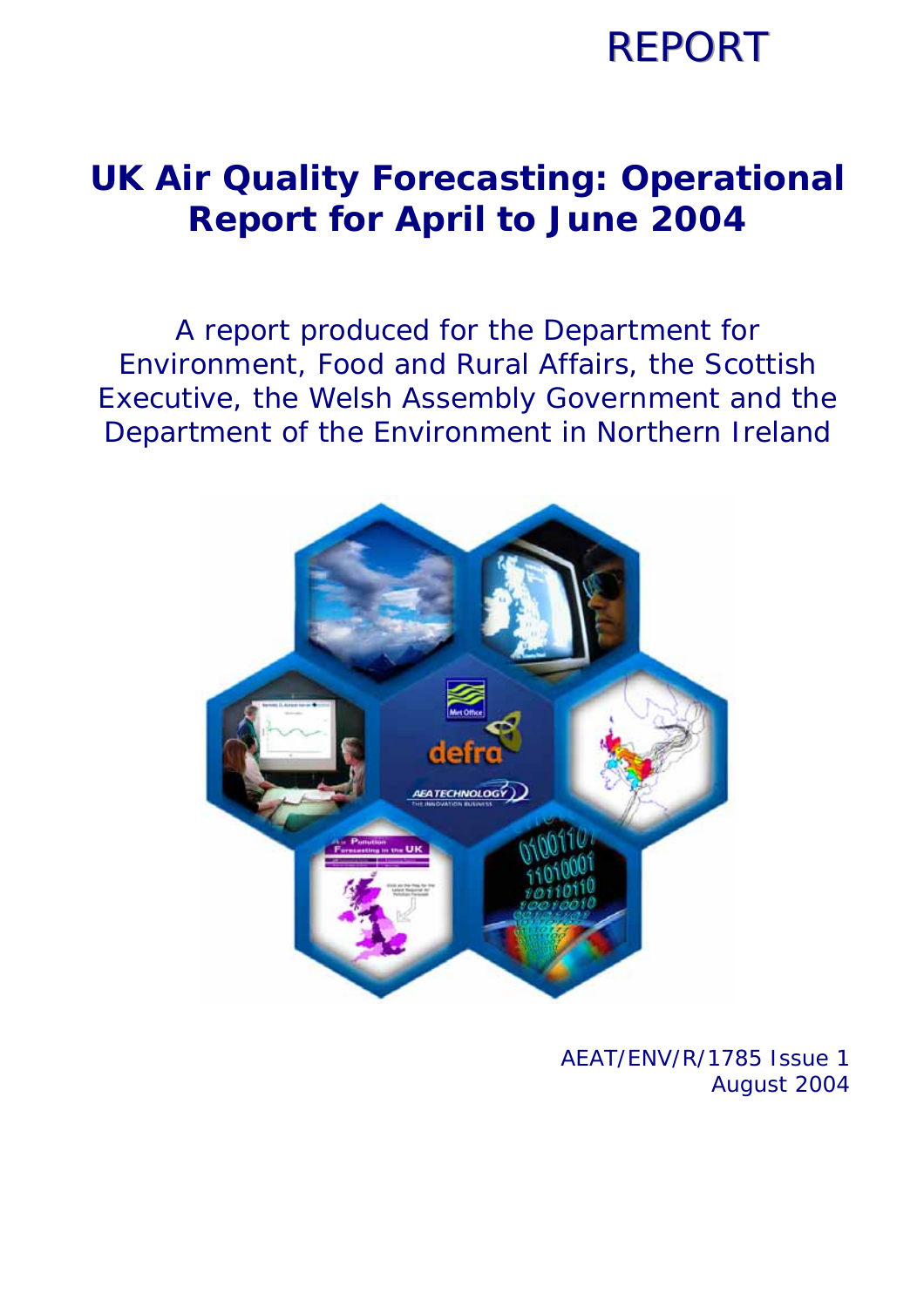REPORT

# UK Air Quality Forecasting: Operational Report for April to June 2004

A report produced for the Department for Environment, Food and Rural Affairs, the Scottish Executive, the Welsh Assembly Government and the Department of the Environment in Northern Ireland

AEAT/ENV/R/1785 Issue 1
August 2004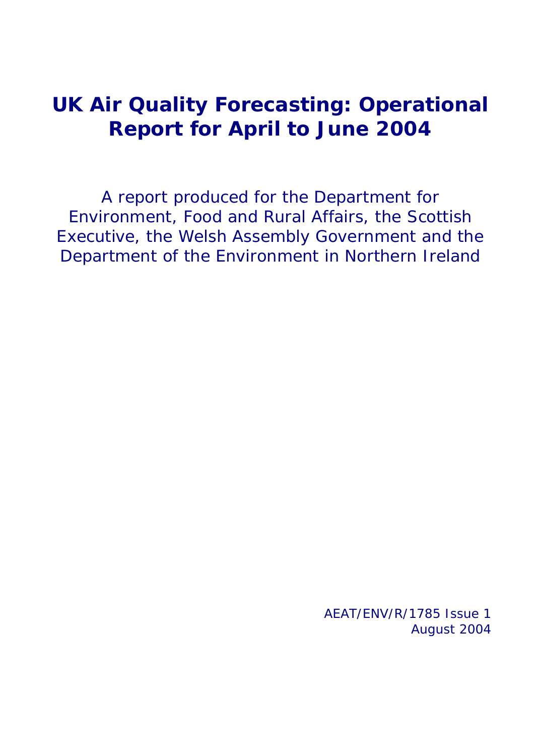# UK Air Quality Forecasting: Operational Report for April to June 2004

A report produced for the Department for Environment, Food and Rural Affairs, the Scottish Executive, the Welsh Assembly Government and the Department of the Environment in Northern Ireland

AEAT/ENV/R/1785 Issue 1
August 2004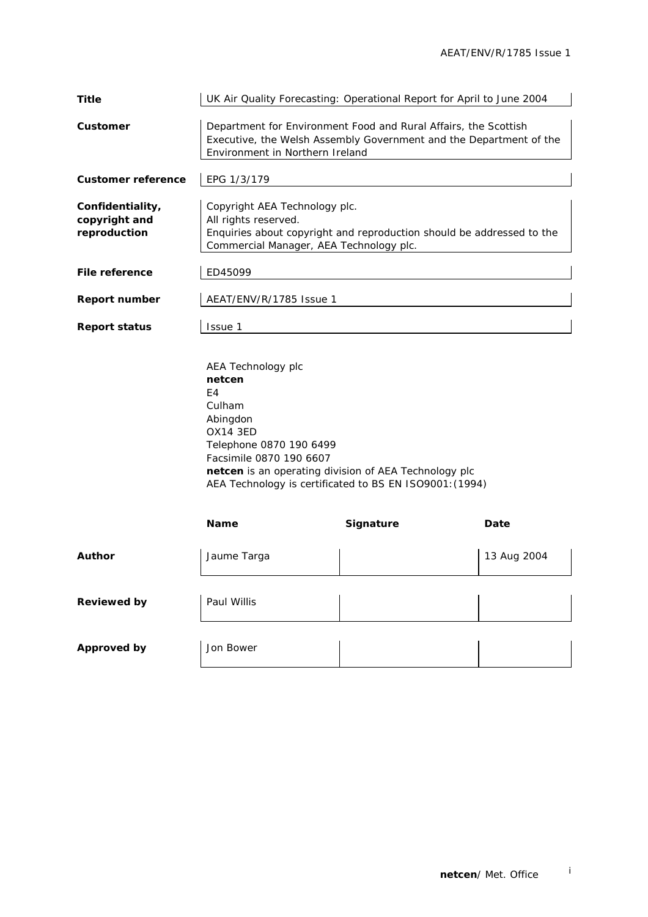| | |
|---|---|
| **Title** | UK Air Quality Forecasting: Operational Report for April to June 2004 |
| **Customer** | Department for Environment Food and Rural Affairs, the Scottish Executive, the Welsh Assembly Government and the Department of the Environment in Northern Ireland |
| **Customer reference** | EPG 1/3/179 |
| **Confidentiality, copyright and reproduction** | Copyright AEA Technology plc. All rights reserved. Enquiries about copyright and reproduction should be addressed to the Commercial Manager, AEA Technology plc. |
| **File reference** | ED45099 |
| **Report number** | AEAT/ENV/R/1785 Issue 1 |
| **Report status** | Issue 1 |

AEA Technology plc
**netcen**
E4
Culham
Abingdon
OX14 3ED
Telephone 0870 190 6499
Facsimile 0870 190 6607
**netcen** is an operating division of AEA Technology plc
AEA Technology is certificated to BS EN ISO9001:(1994)

| | **Name** | **Signature** | **Date** |
|---|---|---|---|
| **Author** | Jaume Targa | | 13 Aug 2004 |
| **Reviewed by** | Paul Willis | | |
| **Approved by** | Jon Bower | | |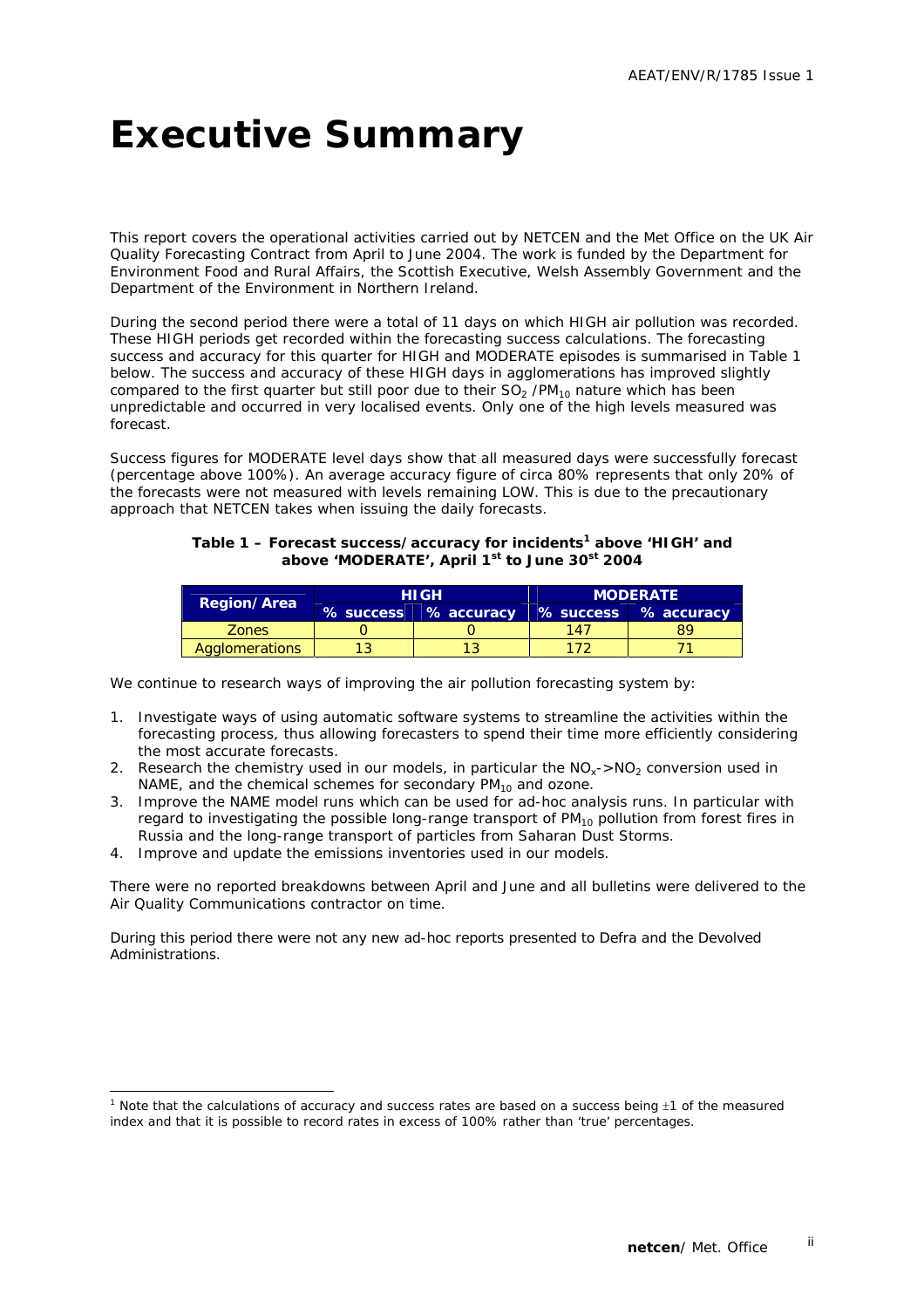# Executive Summary

This report covers the operational activities carried out by NETCEN and the Met Office on the UK Air Quality Forecasting Contract from April to June 2004. The work is funded by the Department for Environment Food and Rural Affairs, the Scottish Executive, Welsh Assembly Government and the Department of the Environment in Northern Ireland.

During the second period there were a total of 11 days on which HIGH air pollution was recorded. These HIGH periods get recorded within the forecasting success calculations. The forecasting success and accuracy for this quarter for HIGH and MODERATE episodes is summarised in Table 1 below. The success and accuracy of these HIGH days in agglomerations has improved slightly compared to the first quarter but still poor due to their $SO_2$ /$PM_{10}$ nature which has been unpredictable and occurred in very localised events. Only one of the high levels measured was forecast.

Success figures for MODERATE level days show that all measured days were successfully forecast (percentage above 100%). An average accuracy figure of circa 80% represents that only 20% of the forecasts were not measured with levels remaining LOW. This is due to the precautionary approach that NETCEN takes when issuing the daily forecasts.

**Table 1 – Forecast success/accuracy for incidents[1] above 'HIGH' and above 'MODERATE', April 1st to June 30th 2004**

| Region/Area | HIGH | | MODERATE | |
|---|---|---|---|---|
| | % success | % accuracy | % success | % accuracy |
| Zones | 0 | 0 | 147 | 89 |
| Agglomerations | 13 | 13 | 172 | 71 |

We continue to research ways of improving the air pollution forecasting system by:

1. Investigate ways of using automatic software systems to streamline the activities within the forecasting process, thus allowing forecasters to spend their time more efficiently considering the most accurate forecasts.
2. Research the chemistry used in our models, in particular the $NO_x$->$NO_2$ conversion used in NAME, and the chemical schemes for secondary $PM_{10}$ and ozone.
3. Improve the NAME model runs which can be used for ad-hoc analysis runs. In particular with regard to investigating the possible long-range transport of $PM_{10}$ pollution from forest fires in Russia and the long-range transport of particles from Saharan Dust Storms.
4. Improve and update the emissions inventories used in our models.

There were no reported breakdowns between April and June and all bulletins were delivered to the Air Quality Communications contractor on time.

During this period there were not any new ad-hoc reports presented to Defra and the Devolved Administrations.

[1] Note that the calculations of accuracy and success rates are based on a success being ±1 of the measured index and that it is possible to record rates in excess of 100% rather than 'true' percentages.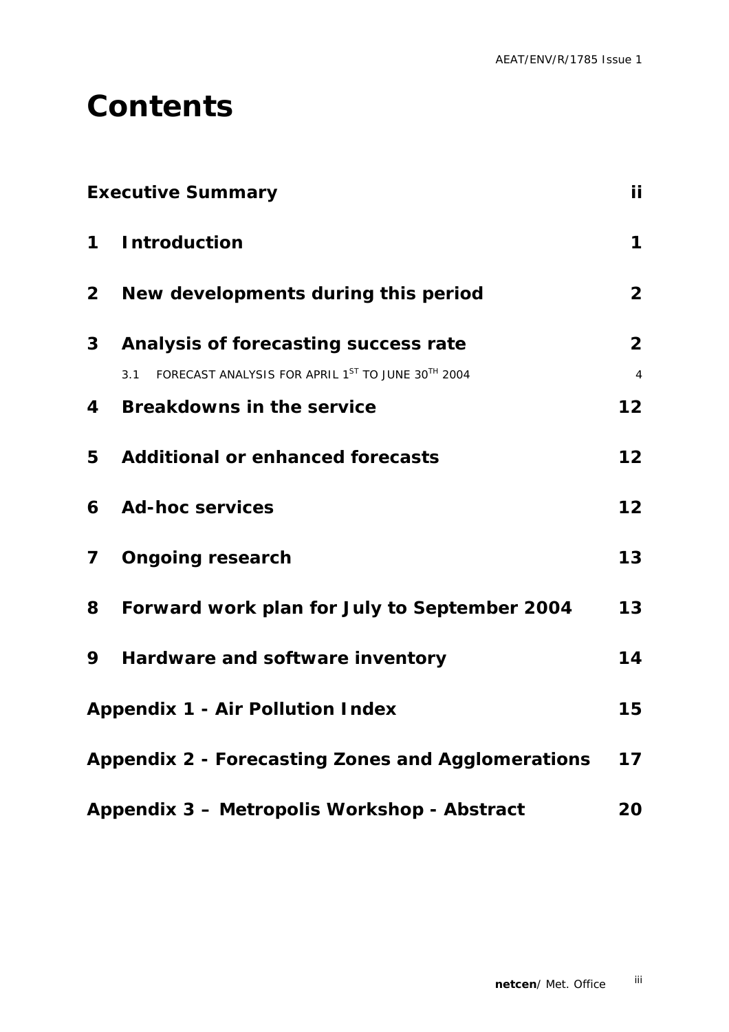# Contents

| | | |
|---|---|---|
| **Executive Summary** | | **ii** |
| **1** | **Introduction** | **1** |
| **2** | **New developments during this period** | **2** |
| **3** | **Analysis of forecasting success rate** | **2** |
| | 3.1 FORECAST ANALYSIS FOR APRIL 1ST TO JUNE 30TH 2004 | 4 |
| **4** | **Breakdowns in the service** | **12** |
| **5** | **Additional or enhanced forecasts** | **12** |
| **6** | **Ad-hoc services** | **12** |
| **7** | **Ongoing research** | **13** |
| **8** | **Forward work plan for July to September 2004** | **13** |
| **9** | **Hardware and software inventory** | **14** |
| **Appendix 1 - Air Pollution Index** | | **15** |
| **Appendix 2 - Forecasting Zones and Agglomerations** | | **17** |
| **Appendix 3 – Metropolis Workshop - Abstract** | | **20** |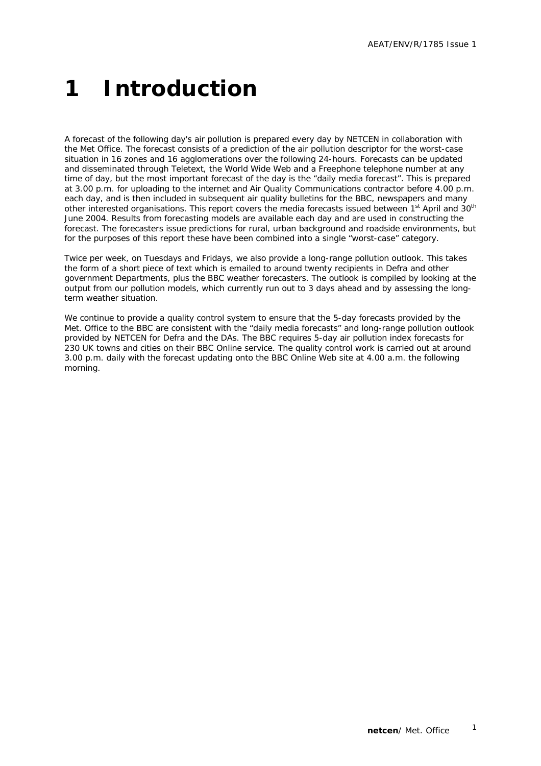# 1 Introduction

A forecast of the following day's air pollution is prepared every day by NETCEN in collaboration with the Met Office. The forecast consists of a prediction of the air pollution descriptor for the worst-case situation in 16 zones and 16 agglomerations over the following 24-hours. Forecasts can be updated and disseminated through Teletext, the World Wide Web and a Freephone telephone number at any time of day, but the most important forecast of the day is the "daily media forecast". This is prepared at 3.00 p.m. for uploading to the internet and Air Quality Communications contractor before 4.00 p.m. each day, and is then included in subsequent air quality bulletins for the BBC, newspapers and many other interested organisations. This report covers the media forecasts issued between 1st April and 30th June 2004. Results from forecasting models are available each day and are used in constructing the forecast. The forecasters issue predictions for rural, urban background and roadside environments, but for the purposes of this report these have been combined into a single "worst-case" category.

Twice per week, on Tuesdays and Fridays, we also provide a long-range pollution outlook. This takes the form of a short piece of text which is emailed to around twenty recipients in Defra and other government Departments, plus the BBC weather forecasters. The outlook is compiled by looking at the output from our pollution models, which currently run out to 3 days ahead and by assessing the long-term weather situation.

We continue to provide a quality control system to ensure that the 5-day forecasts provided by the Met. Office to the BBC are consistent with the "daily media forecasts" and long-range pollution outlook provided by NETCEN for Defra and the DAs. The BBC requires 5-day air pollution index forecasts for 230 UK towns and cities on their BBC Online service. The quality control work is carried out at around 3.00 p.m. daily with the forecast updating onto the BBC Online Web site at 4.00 a.m. the following morning.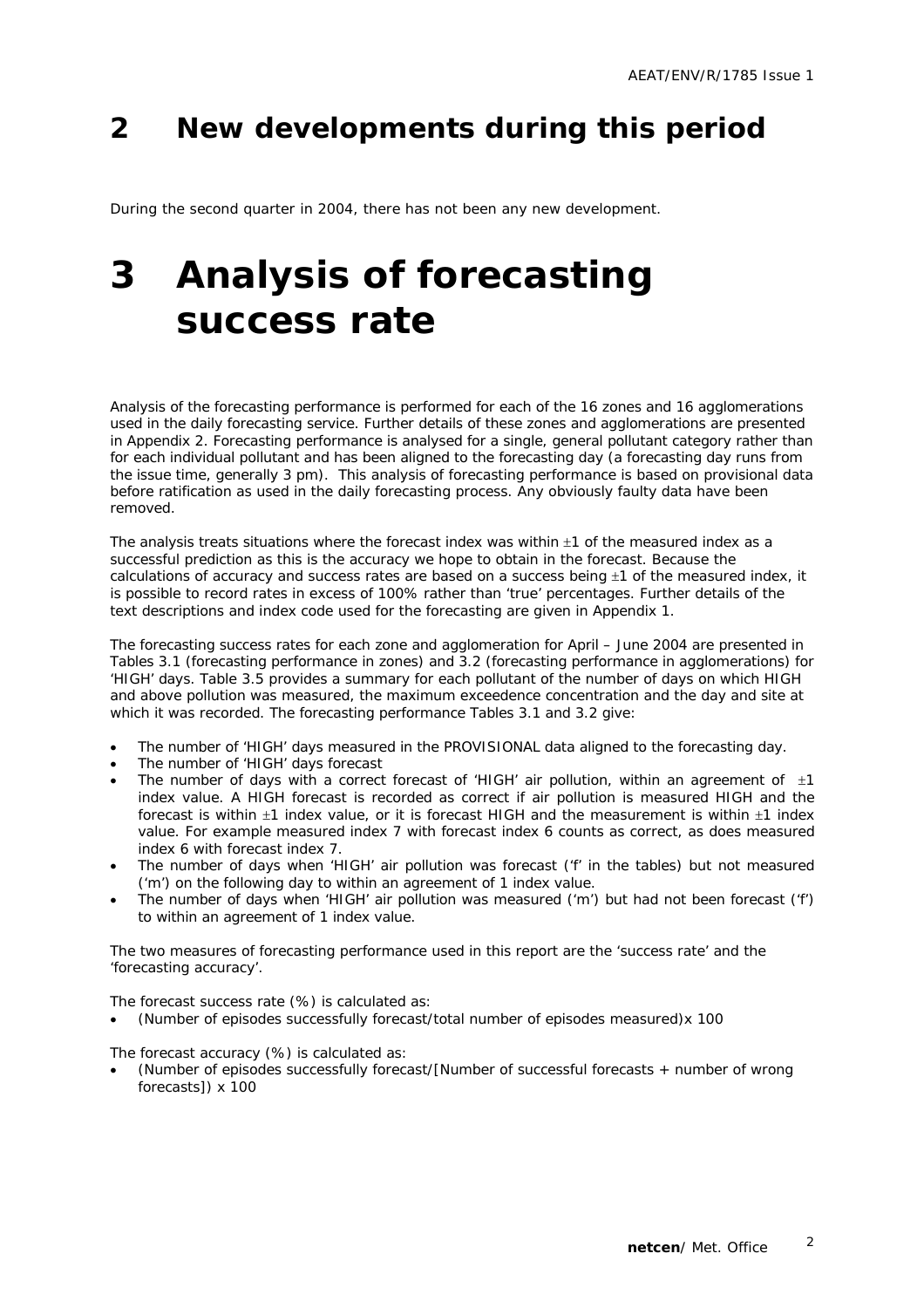# 2 New developments during this period

*During the second quarter in 2004, there has not been any new development.*

# 3 Analysis of forecasting success rate

Analysis of the forecasting performance is performed for each of the 16 zones and 16 agglomerations used in the daily forecasting service. Further details of these zones and agglomerations are presented in Appendix 2. Forecasting performance is analysed for a single, general pollutant category rather than for each individual pollutant and has been aligned to the forecasting day (a forecasting day runs from the issue time, generally 3 pm). This analysis of forecasting performance is based on provisional data before ratification as used in the daily forecasting process. Any obviously faulty data have been removed.

The analysis treats situations where the forecast index was within ±1 of the measured index as a successful prediction as this is the accuracy we hope to obtain in the forecast. Because the calculations of accuracy and success rates are based on a success being ±1 of the measured index, it is possible to record rates in excess of 100% rather than 'true' percentages. Further details of the text descriptions and index code used for the forecasting are given in Appendix 1.

The forecasting success rates for each zone and agglomeration for April – June 2004 are presented in Tables 3.1 (forecasting performance in zones) and 3.2 (forecasting performance in agglomerations) for 'HIGH' days. Table 3.5 provides a summary for each pollutant of the number of days on which HIGH and above pollution was measured, the maximum exceedence concentration and the day and site at which it was recorded. The forecasting performance Tables 3.1 and 3.2 give:

- The number of 'HIGH' days measured in the PROVISIONAL data aligned to the forecasting day.
- The number of 'HIGH' days forecast
- The number of days with a correct forecast of 'HIGH' air pollution, within an agreement of ±1 index value. A HIGH forecast is recorded as correct if air pollution is measured HIGH and the forecast is within ±1 index value, or it is forecast HIGH and the measurement is within ±1 index value. For example measured index 7 with forecast index 6 counts as correct, as does measured index 6 with forecast index 7.
- The number of days when 'HIGH' air pollution was forecast ('f' in the tables) but not measured ('m') on the following day to within an agreement of 1 index value.
- The number of days when 'HIGH' air pollution was measured ('m') but had not been forecast ('f') to within an agreement of 1 index value.

The two measures of forecasting performance used in this report are the 'success rate' and the 'forecasting accuracy'.

The forecast success rate (%) is calculated as:

- (Number of episodes successfully forecast/total number of episodes measured)x 100

The forecast accuracy (%) is calculated as:

- (Number of episodes successfully forecast/[Number of successful forecasts + number of wrong forecasts]) x 100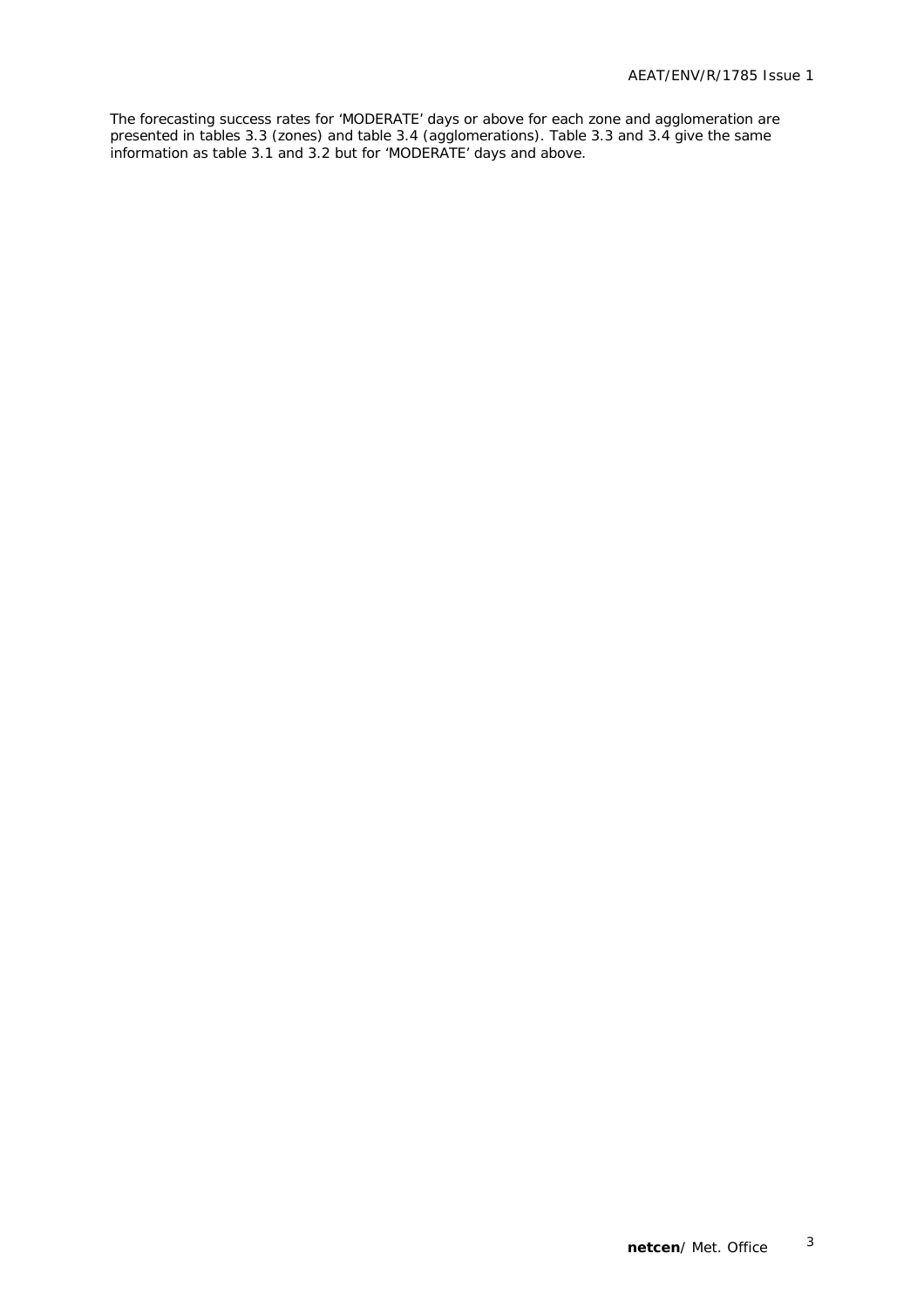The forecasting success rates for 'MODERATE' days or above for each zone and agglomeration are presented in tables 3.3 (zones) and table 3.4 (agglomerations). Table 3.3 and 3.4 give the same information as table 3.1 and 3.2 but for 'MODERATE' days and above.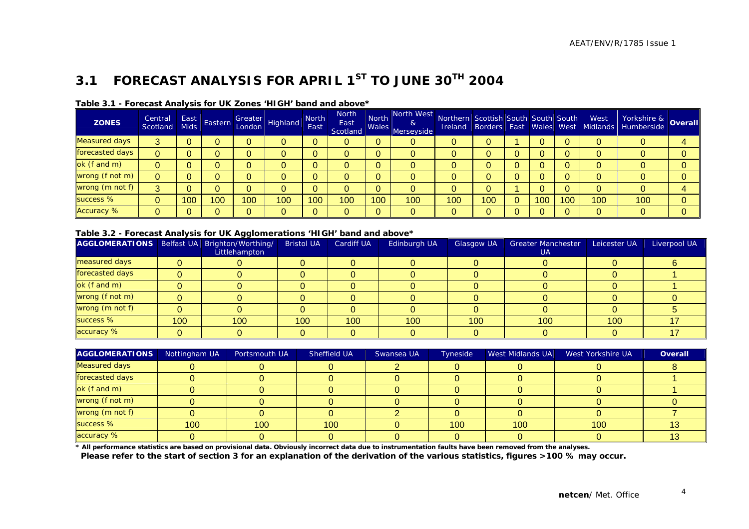## 3.1 FORECAST ANALYSIS FOR APRIL 1$^{ST}$ TO JUNE 30$^{TH}$ 2004

**Table 3.1 - Forecast Analysis for UK Zones 'HIGH' band and above***

| ZONES | Central Scotland | East Mids | Eastern | Greater London | Highland | North East | North East Scotland | North Wales | North West & Merseyside | Northern Ireland | Scottish Borders | South East | South Wales | South West | West Midlands | Yorkshire & Humberside | Overall |
|---|---|---|---|---|---|---|---|---|---|---|---|---|---|---|---|---|---|
| Measured days | 3 | 0 | 0 | 0 | 0 | 0 | 0 | 0 | 0 | 0 | 0 | 1 | 0 | 0 | 0 | 0 | 4 |
| forecasted days | 0 | 0 | 0 | 0 | 0 | 0 | 0 | 0 | 0 | 0 | 0 | 0 | 0 | 0 | 0 | 0 | 0 |
| ok (f and m) | 0 | 0 | 0 | 0 | 0 | 0 | 0 | 0 | 0 | 0 | 0 | 0 | 0 | 0 | 0 | 0 | 0 |
| wrong (f not m) | 0 | 0 | 0 | 0 | 0 | 0 | 0 | 0 | 0 | 0 | 0 | 0 | 0 | 0 | 0 | 0 | 0 |
| wrong (m not f) | 3 | 0 | 0 | 0 | 0 | 0 | 0 | 0 | 0 | 0 | 0 | 1 | 0 | 0 | 0 | 0 | 4 |
| success % | 0 | 100 | 100 | 100 | 100 | 100 | 100 | 100 | 100 | 100 | 100 | 0 | 100 | 100 | 100 | 100 | 0 |
| Accuracy % | 0 | 0 | 0 | 0 | 0 | 0 | 0 | 0 | 0 | 0 | 0 | 0 | 0 | 0 | 0 | 0 | 0 |

**Table 3.2 - Forecast Analysis for UK Agglomerations 'HIGH' band and above***

| AGGLOMERATIONS | Belfast UA | Brighton/Worthing/ Littlehampton | Bristol UA | Cardiff UA | Edinburgh UA | Glasgow UA | Greater Manchester UA | Leicester UA | Liverpool UA |
|---|---|---|---|---|---|---|---|---|---|
| measured days | 0 | 0 | 0 | 0 | 0 | 0 | 0 | 0 | 6 |
| forecasted days | 0 | 0 | 0 | 0 | 0 | 0 | 0 | 0 | 1 |
| ok (f and m) | 0 | 0 | 0 | 0 | 0 | 0 | 0 | 0 | 1 |
| wrong (f not m) | 0 | 0 | 0 | 0 | 0 | 0 | 0 | 0 | 0 |
| wrong (m not f) | 0 | 0 | 0 | 0 | 0 | 0 | 0 | 0 | 5 |
| success % | 100 | 100 | 100 | 100 | 100 | 100 | 100 | 100 | 17 |
| accuracy % | 0 | 0 | 0 | 0 | 0 | 0 | 0 | 0 | 17 |

| AGGLOMERATIONS | Nottingham UA | Portsmouth UA | Sheffield UA | Swansea UA | Tyneside | West Midlands UA | West Yorkshire UA | Overall |
|---|---|---|---|---|---|---|---|---|
| Measured days | 0 | 0 | 0 | 2 | 0 | 0 | 0 | 8 |
| forecasted days | 0 | 0 | 0 | 0 | 0 | 0 | 0 | 1 |
| ok (f and m) | 0 | 0 | 0 | 0 | 0 | 0 | 0 | 1 |
| wrong (f not m) | 0 | 0 | 0 | 0 | 0 | 0 | 0 | 0 |
| wrong (m not f) | 0 | 0 | 0 | 2 | 0 | 0 | 0 | 7 |
| success % | 100 | 100 | 100 | 0 | 100 | 100 | 100 | 13 |
| accuracy % | 0 | 0 | 0 | 0 | 0 | 0 | 0 | 13 |

**\* All performance statistics are based on provisional data. Obviously incorrect data due to instrumentation faults have been removed from the analyses.**
**Please refer to the start of section 3 for an explanation of the derivation of the various statistics, figures >100 % may occur.**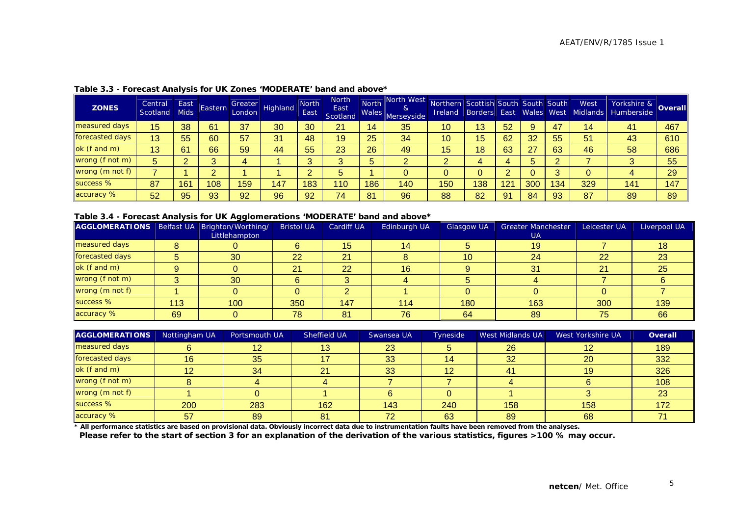**Table 3.3 - Forecast Analysis for UK Zones 'MODERATE' band and above***

| ZONES | Central Scotland | East Mids | Eastern | Greater London | Highland | North East | North East Scotland | North Wales | North West & Merseyside | Northern Ireland | Scottish Borders | South East | South Wales | South West | West Midlands | Yorkshire & Humberside | Overall |
|---|---|---|---|---|---|---|---|---|---|---|---|---|---|---|---|---|---|
| measured days | 15 | 38 | 61 | 37 | 30 | 30 | 21 | 14 | 35 | 10 | 13 | 52 | 9 | 47 | 14 | 41 | 467 |
| forecasted days | 13 | 55 | 60 | 57 | 31 | 48 | 19 | 25 | 34 | 10 | 15 | 62 | 32 | 55 | 51 | 43 | 610 |
| ok (f and m) | 13 | 61 | 66 | 59 | 44 | 55 | 23 | 26 | 49 | 15 | 18 | 63 | 27 | 63 | 46 | 58 | 686 |
| wrong (f not m) | 5 | 2 | 3 | 4 | 1 | 3 | 3 | 5 | 2 | 2 | 4 | 4 | 5 | 2 | 7 | 3 | 55 |
| wrong (m not f) | 7 | 1 | 2 | 1 | 1 | 2 | 5 | 1 | 0 | 0 | 0 | 2 | 0 | 3 | 0 | 4 | 29 |
| success % | 87 | 161 | 108 | 159 | 147 | 183 | 110 | 186 | 140 | 150 | 138 | 121 | 300 | 134 | 329 | 141 | 147 |
| accuracy % | 52 | 95 | 93 | 92 | 96 | 92 | 74 | 81 | 96 | 88 | 82 | 91 | 84 | 93 | 87 | 89 | 89 |

**Table 3.4 - Forecast Analysis for UK Agglomerations 'MODERATE' band and above***

| AGGLOMERATIONS | Belfast UA | Brighton/Worthing/ Littlehampton | Bristol UA | Cardiff UA | Edinburgh UA | Glasgow UA | Greater Manchester UA | Leicester UA | Liverpool UA |
|---|---|---|---|---|---|---|---|---|---|
| measured days | 8 | 0 | 6 | 15 | 14 | 5 | 19 | 7 | 18 |
| forecasted days | 5 | 30 | 22 | 21 | 8 | 10 | 24 | 22 | 23 |
| ok (f and m) | 9 | 0 | 21 | 22 | 16 | 9 | 31 | 21 | 25 |
| wrong (f not m) | 3 | 30 | 6 | 3 | 4 | 5 | 4 | 7 | 6 |
| wrong (m not f) | 1 | 0 | 0 | 2 | 1 | 0 | 0 | 0 | 7 |
| success % | 113 | 100 | 350 | 147 | 114 | 180 | 163 | 300 | 139 |
| accuracy % | 69 | 0 | 78 | 81 | 76 | 64 | 89 | 75 | 66 |

| AGGLOMERATIONS | Nottingham UA | Portsmouth UA | Sheffield UA | Swansea UA | Tyneside | West Midlands UA | West Yorkshire UA | Overall |
|---|---|---|---|---|---|---|---|---|
| measured days | 6 | 12 | 13 | 23 | 5 | 26 | 12 | 189 |
| forecasted days | 16 | 35 | 17 | 33 | 14 | 32 | 20 | 332 |
| ok (f and m) | 12 | 34 | 21 | 33 | 12 | 41 | 19 | 326 |
| wrong (f not m) | 8 | 4 | 4 | 7 | 7 | 4 | 6 | 108 |
| wrong (m not f) | 1 | 0 | 1 | 6 | 0 | 1 | 3 | 23 |
| success % | 200 | 283 | 162 | 143 | 240 | 158 | 158 | 172 |
| accuracy % | 57 | 89 | 81 | 72 | 63 | 89 | 68 | 71 |

**\* All performance statistics are based on provisional data. Obviously incorrect data due to instrumentation faults have been removed from the analyses.**
**Please refer to the start of section 3 for an explanation of the derivation of the various statistics, figures >100 % may occur.**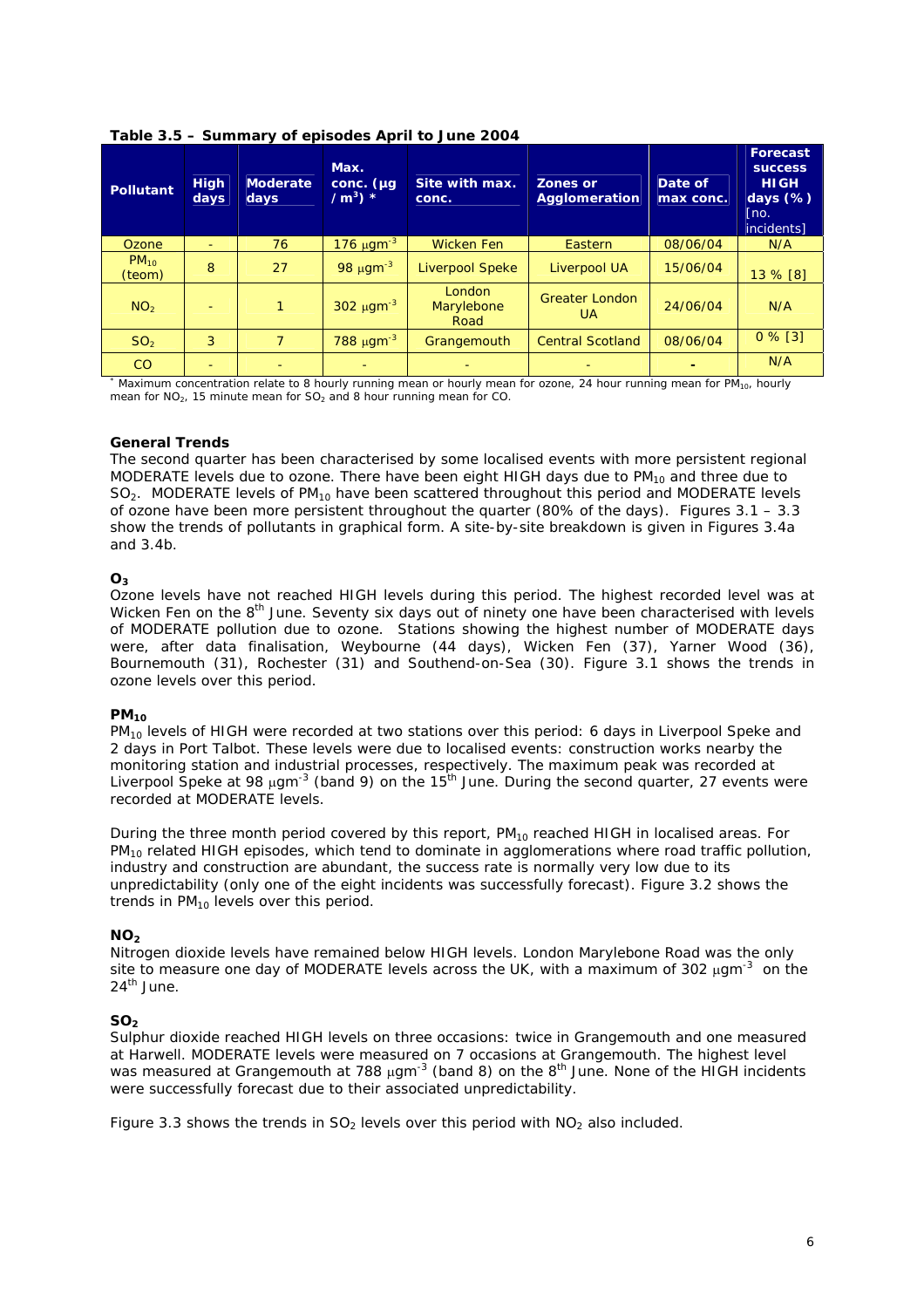**Table 3.5 – Summary of episodes April to June 2004**

| Pollutant | High days | Moderate days | Max. conc. (μg /m$^3$) * | Site with max. conc. | Zones or Agglomeration | Date of max conc. | Forecast success HIGH days (%) [no. incidents] |
|---|---|---|---|---|---|---|---|
| Ozone | - | 76 | 176 μgm$^{-3}$ | Wicken Fen | Eastern | 08/06/04 | N/A |
| $PM_{10}$ (teom) | 8 | 27 | 98 μgm$^{-3}$ | Liverpool Speke | Liverpool UA | 15/06/04 | 13 % [8] |
| $NO_2$ | - | 1 | 302 μgm$^{-3}$ | London Marylebone Road | Greater London UA | 24/06/04 | N/A |
| $SO_2$ | 3 | 7 | 788 μgm$^{-3}$ | Grangemouth | Central Scotland | 08/06/04 | 0 % [3] |
| CO | - | - | - | - | - | - | N/A |

* Maximum concentration relate to 8 hourly running mean or hourly mean for ozone, 24 hour running mean for $PM_{10}$, hourly mean for $NO_2$, 15 minute mean for $SO_2$ and 8 hour running mean for CO.

**General Trends**

The second quarter has been characterised by some localised events with more persistent regional MODERATE levels due to ozone. There have been eight HIGH days due to $PM_{10}$ and three due to $SO_2$. MODERATE levels of $PM_{10}$ have been scattered throughout this period and MODERATE levels of ozone have been more persistent throughout the quarter (80% of the days). Figures 3.1 – 3.3 show the trends of pollutants in graphical form. A site-by-site breakdown is given in Figures 3.4a and 3.4b.

**$O_3$**

Ozone levels have not reached HIGH levels during this period. The highest recorded level was at Wicken Fen on the 8th June. Seventy six days out of ninety one have been characterised with levels of MODERATE pollution due to ozone. Stations showing the highest number of MODERATE days were, after data finalisation, Weybourne (44 days), Wicken Fen (37), Yarner Wood (36), Bournemouth (31), Rochester (31) and Southend-on-Sea (30). Figure 3.1 shows the trends in ozone levels over this period.

**$PM_{10}$**

$PM_{10}$ levels of HIGH were recorded at two stations over this period: 6 days in Liverpool Speke and 2 days in Port Talbot. These levels were due to localised events: construction works nearby the monitoring station and industrial processes, respectively. The maximum peak was recorded at Liverpool Speke at 98 μgm$^{-3}$ (band 9) on the 15th June. During the second quarter, 27 events were recorded at MODERATE levels.

During the three month period covered by this report, $PM_{10}$ reached HIGH in localised areas. For $PM_{10}$ related HIGH episodes, which tend to dominate in agglomerations where road traffic pollution, industry and construction are abundant, the success rate is normally very low due to its unpredictability (only one of the eight incidents was successfully forecast). Figure 3.2 shows the trends in $PM_{10}$ levels over this period.

**$NO_2$**

Nitrogen dioxide levels have remained below HIGH levels. London Marylebone Road was the only site to measure one day of MODERATE levels across the UK, with a maximum of 302 μgm$^{-3}$ on the 24th June.

**$SO_2$**

Sulphur dioxide reached HIGH levels on three occasions: twice in Grangemouth and one measured at Harwell. MODERATE levels were measured on 7 occasions at Grangemouth. The highest level was measured at Grangemouth at 788 μgm$^{-3}$ (band 8) on the 8th June. None of the HIGH incidents were successfully forecast due to their associated unpredictability.

Figure 3.3 shows the trends in $SO_2$ levels over this period with $NO_2$ also included.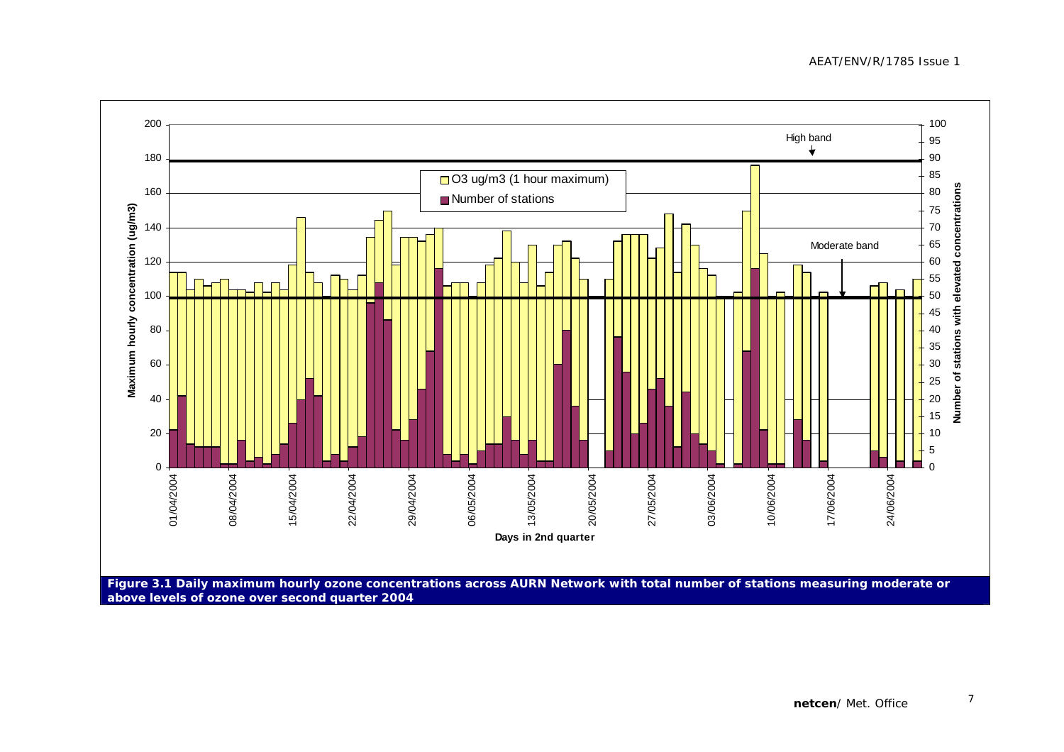**Figure 3.1 Daily maximum hourly ozone concentrations across AURN Network with total number of stations measuring moderate or above levels of ozone over second quarter 2004**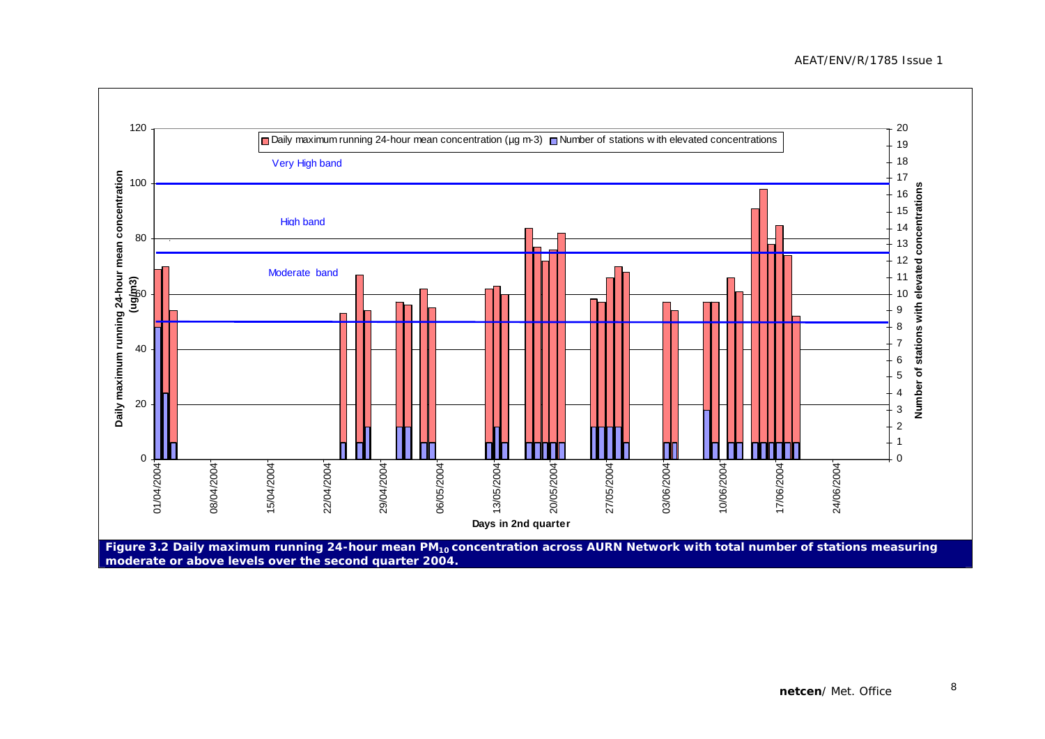**Figure 3.2 Daily maximum running 24-hour mean $PM_{10}$ concentration across AURN Network with total number of stations measuring moderate or above levels over the second quarter 2004.**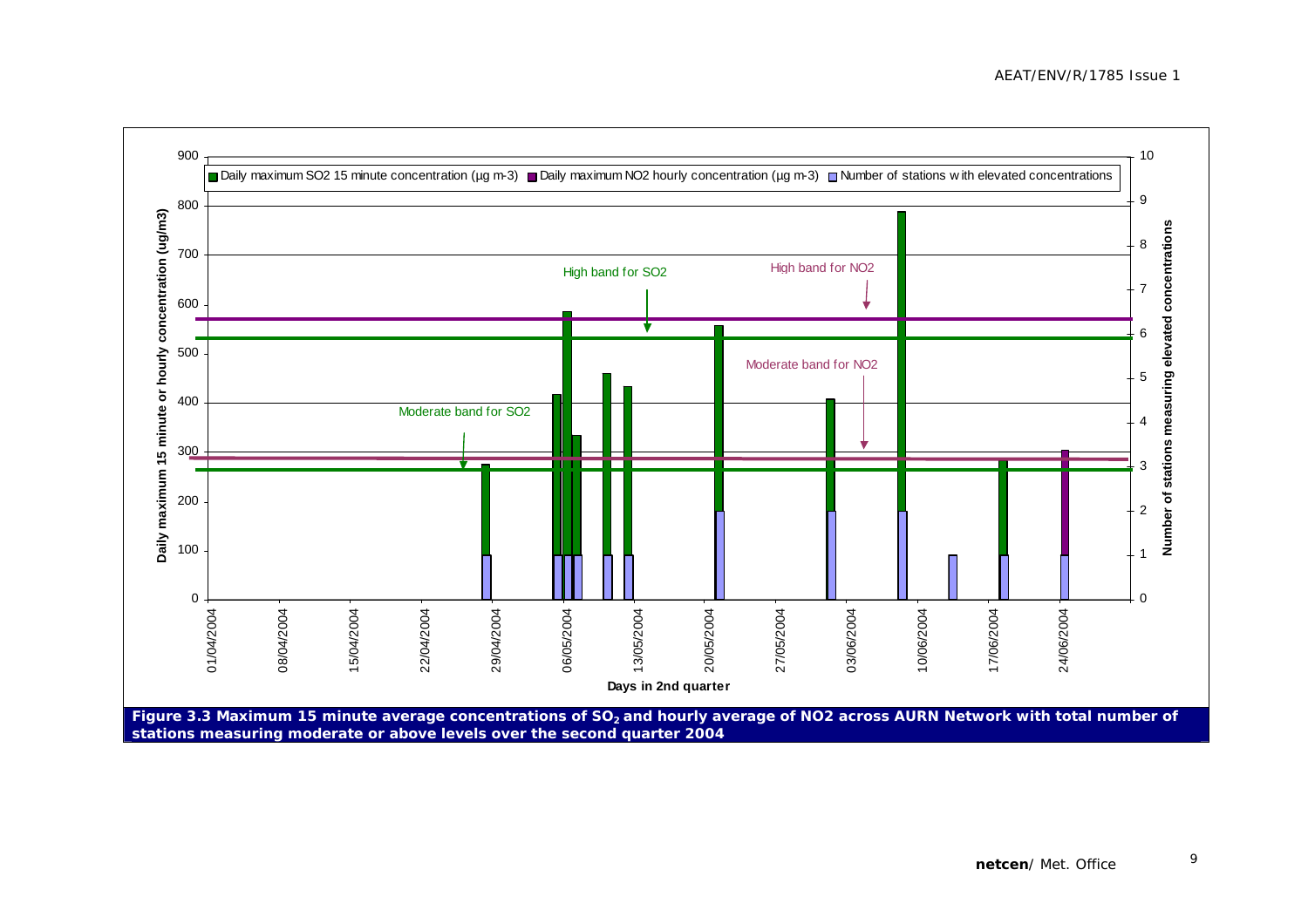**Figure 3.3 Maximum 15 minute average concentrations of $SO_2$ and hourly average of NO2 across AURN Network with total number of stations measuring moderate or above levels over the second quarter 2004**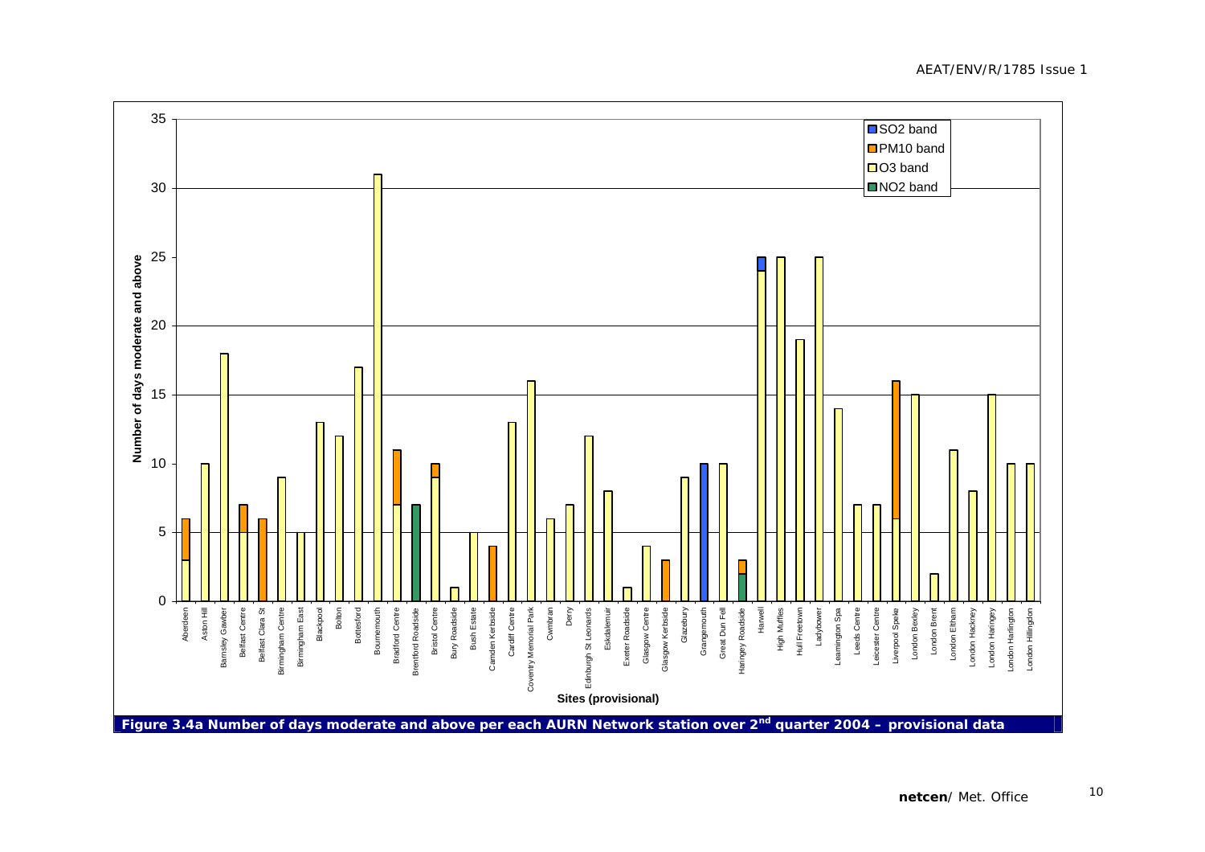Figure 3.4a Number of days moderate and above per each AURN Network station over 2nd quarter 2004 – provisional data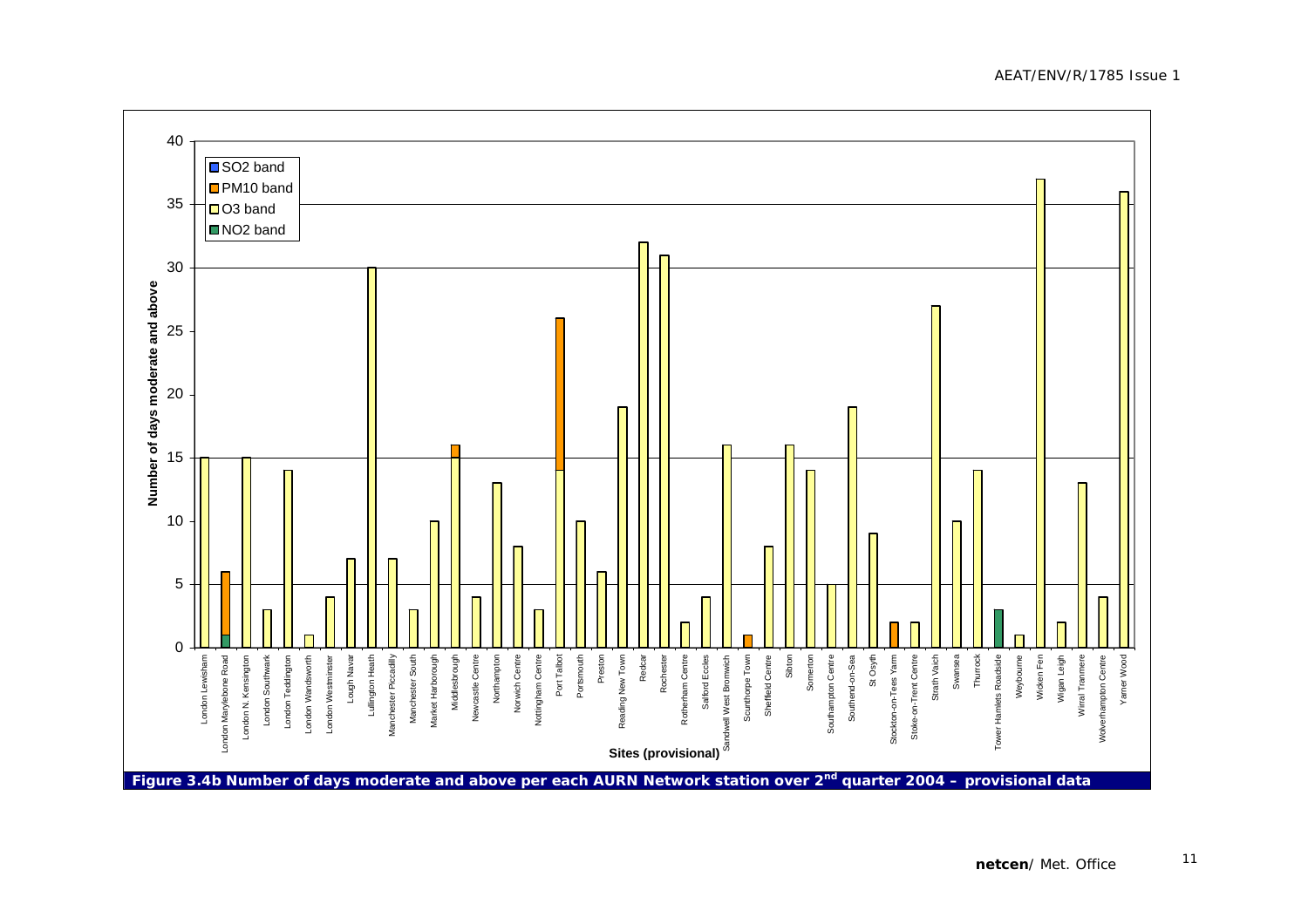Figure 3.4b Number of days moderate and above per each AURN Network station over 2[nd] quarter 2004 – provisional data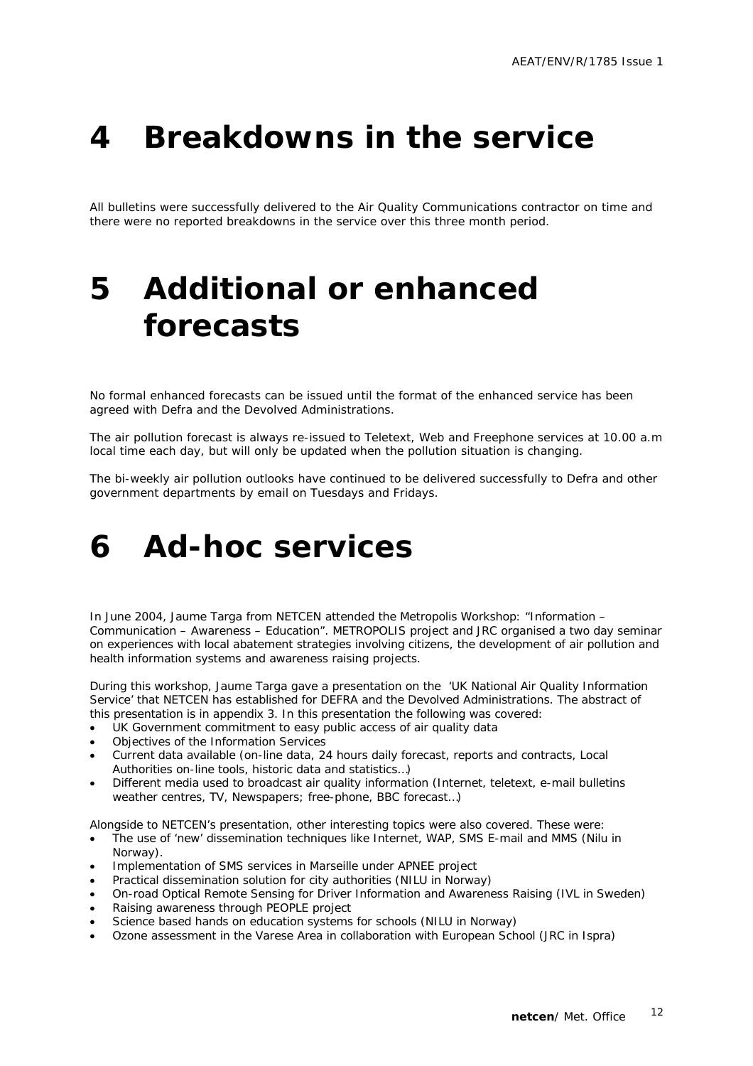# 4 Breakdowns in the service

All bulletins were successfully delivered to the Air Quality Communications contractor on time and there were no reported breakdowns in the service over this three month period.

# 5 Additional or enhanced forecasts

No formal enhanced forecasts can be issued until the format of the enhanced service has been agreed with Defra and the Devolved Administrations.

The air pollution forecast is always re-issued to Teletext, Web and Freephone services at 10.00 a.m local time each day, but will only be updated when the pollution situation is changing.

The bi-weekly air pollution outlooks have continued to be delivered successfully to Defra and other government departments by email on Tuesdays and Fridays.

# 6 Ad-hoc services

In June 2004, Jaume Targa from NETCEN attended the Metropolis Workshop: "Information – Communication – Awareness – Education". METROPOLIS project and JRC organised a two day seminar on experiences with local abatement strategies involving citizens, the development of air pollution and health information systems and awareness raising projects.

During this workshop, Jaume Targa gave a presentation on the 'UK National Air Quality Information Service' that NETCEN has established for DEFRA and the Devolved Administrations. The abstract of this presentation is in appendix 3. In this presentation the following was covered:

- UK Government commitment to easy public access of air quality data
- Objectives of the Information Services
- Current data available (on-line data, 24 hours daily forecast, reports and contracts, Local Authorities on-line tools, historic data and statistics…)
- Different media used to broadcast air quality information (Internet, teletext, e-mail bulletins weather centres, TV, Newspapers; free-phone, BBC forecast…)

Alongside to NETCEN's presentation, other interesting topics were also covered. These were:

- The use of 'new' dissemination techniques like Internet, WAP, SMS E-mail and MMS (Nilu in Norway).
- Implementation of SMS services in Marseille under APNEE project
- Practical dissemination solution for city authorities (NILU in Norway)
- On-road Optical Remote Sensing for Driver Information and Awareness Raising (IVL in Sweden)
- Raising awareness through PEOPLE project
- Science based hands on education systems for schools (NILU in Norway)
- Ozone assessment in the Varese Area in collaboration with European School (JRC in Ispra)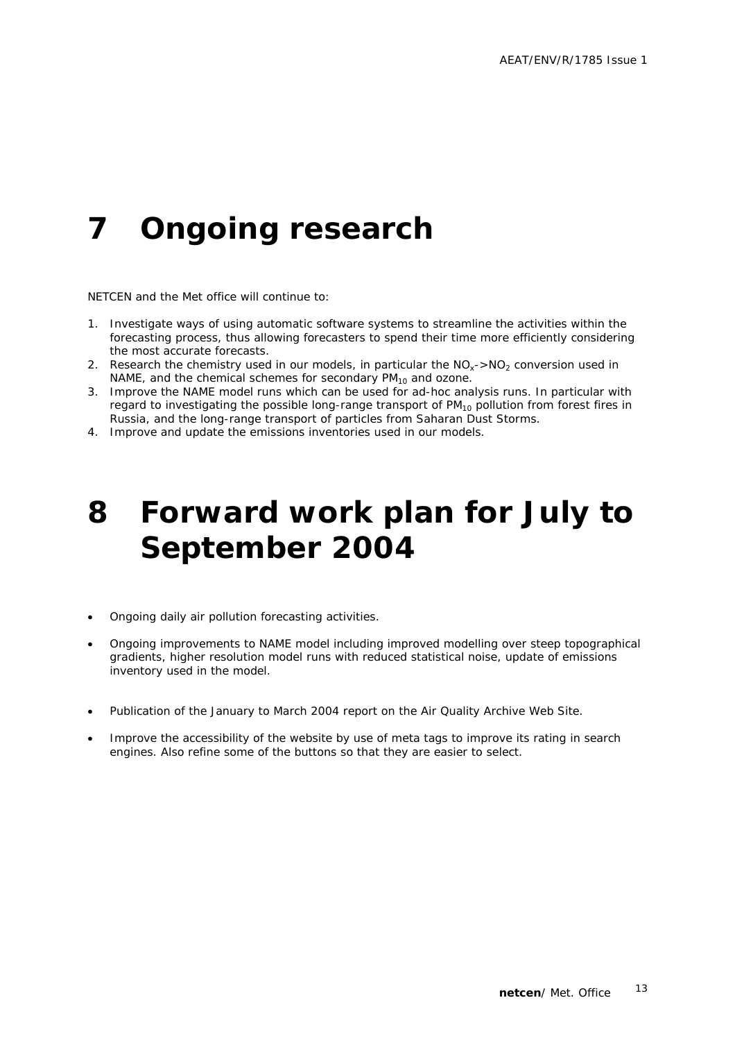# 7 Ongoing research

NETCEN and the Met office will continue to:

1. Investigate ways of using automatic software systems to streamline the activities within the forecasting process, thus allowing forecasters to spend their time more efficiently considering the most accurate forecasts.
2. Research the chemistry used in our models, in particular the $NO_x$->$NO_2$ conversion used in NAME, and the chemical schemes for secondary $PM_{10}$ and ozone.
3. Improve the NAME model runs which can be used for ad-hoc analysis runs. In particular with regard to investigating the possible long-range transport of $PM_{10}$ pollution from forest fires in Russia, and the long-range transport of particles from Saharan Dust Storms.
4. Improve and update the emissions inventories used in our models.

# 8 Forward work plan for July to September 2004

- Ongoing daily air pollution forecasting activities.
- Ongoing improvements to NAME model including improved modelling over steep topographical gradients, higher resolution model runs with reduced statistical noise, update of emissions inventory used in the model.
- Publication of the January to March 2004 report on the Air Quality Archive Web Site.
- Improve the accessibility of the website by use of meta tags to improve its rating in search engines. Also refine some of the buttons so that they are easier to select.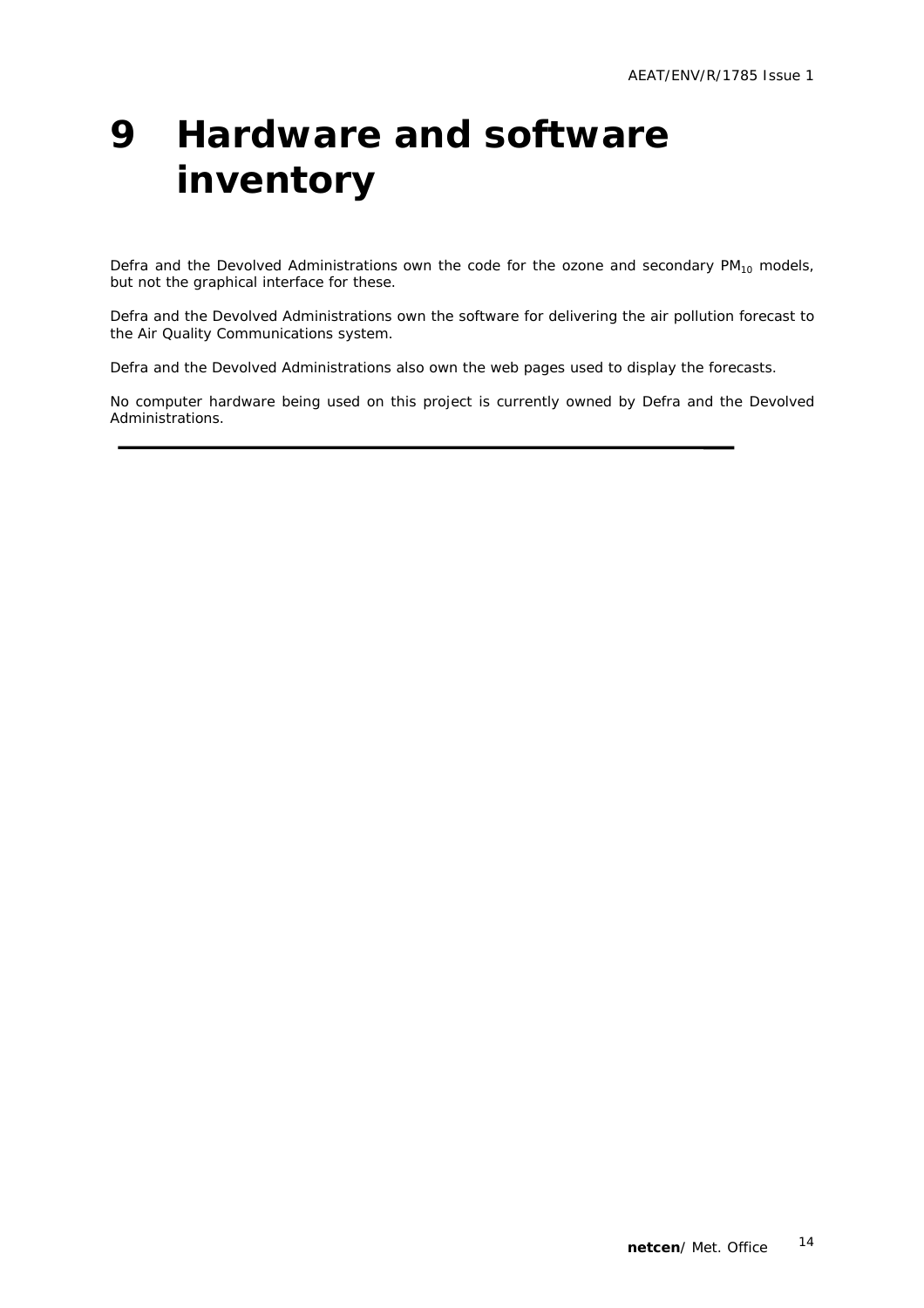# 9 Hardware and software inventory

Defra and the Devolved Administrations own the code for the ozone and secondary $PM_{10}$ models, but not the graphical interface for these.

Defra and the Devolved Administrations own the software for delivering the air pollution forecast to the Air Quality Communications system.

Defra and the Devolved Administrations also own the web pages used to display the forecasts.

No computer hardware being used on this project is currently owned by Defra and the Devolved Administrations.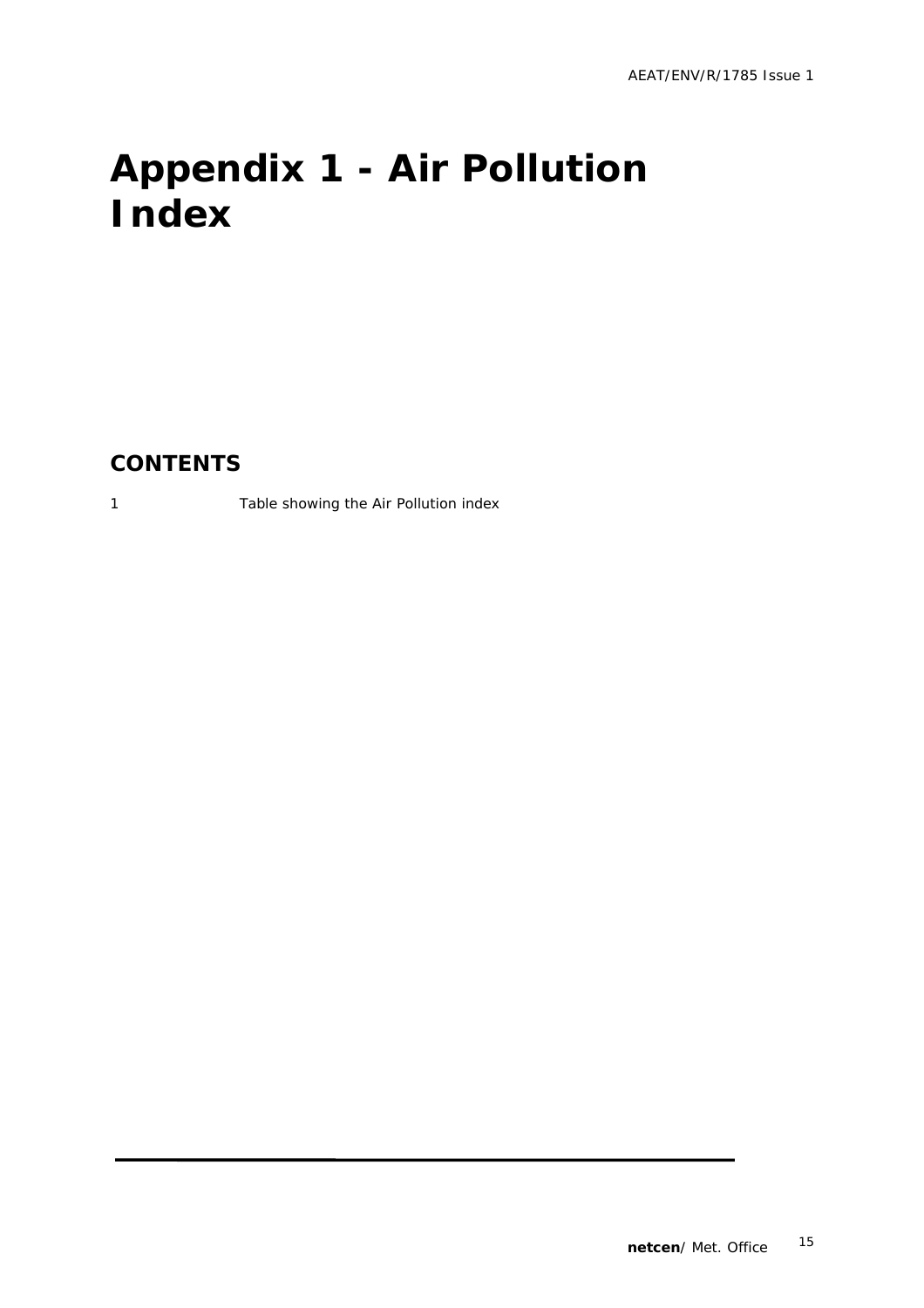# Appendix 1 - Air Pollution Index

## CONTENTS

1 Table showing the Air Pollution index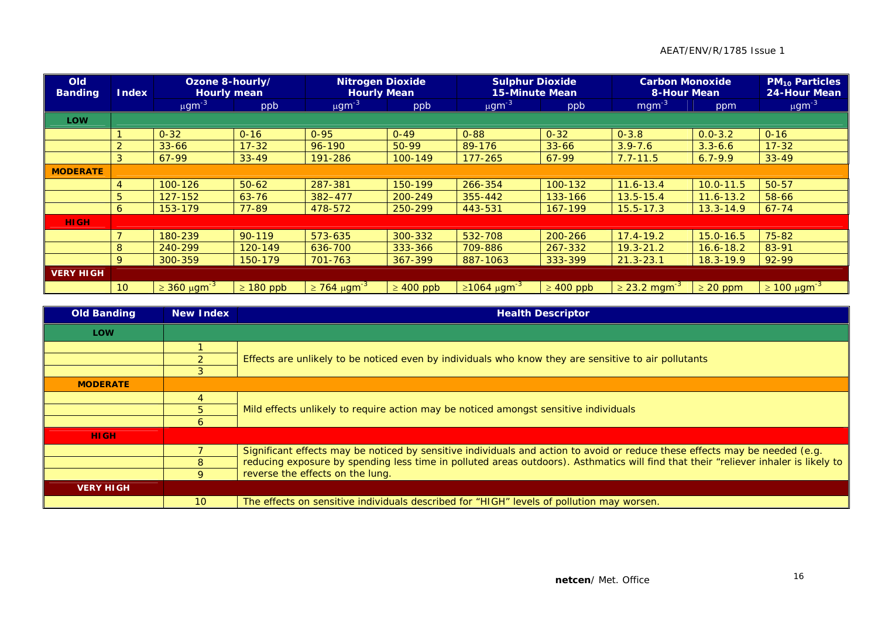| Old Banding | Index | Ozone 8-hourly/ Hourly mean | | Nitrogen Dioxide Hourly Mean | | Sulphur Dioxide 15-Minute Mean | | Carbon Monoxide 8-Hour Mean | | $PM_{10}$ Particles 24-Hour Mean |
|---|---|---|---|---|---|---|---|---|---|---|
| | | $\mu gm^{-3}$ | ppb | $\mu gm^{-3}$ | ppb | $\mu gm^{-3}$ | ppb | $mgm^{-3}$ | ppm | $\mu gm^{-3}$ |
| **LOW** | | | | | | | | | | |
| | 1 | 0-32 | 0-16 | 0-95 | 0-49 | 0-88 | 0-32 | 0-3.8 | 0.0-3.2 | 0-16 |
| | 2 | 33-66 | 17-32 | 96-190 | 50-99 | 89-176 | 33-66 | 3.9-7.6 | 3.3-6.6 | 17-32 |
| | 3 | 67-99 | 33-49 | 191-286 | 100-149 | 177-265 | 67-99 | 7.7-11.5 | 6.7-9.9 | 33-49 |
| **MODERATE** | | | | | | | | | | |
| | 4 | 100-126 | 50-62 | 287-381 | 150-199 | 266-354 | 100-132 | 11.6-13.4 | 10.0-11.5 | 50-57 |
| | 5 | 127-152 | 63-76 | 382–477 | 200-249 | 355-442 | 133-166 | 13.5-15.4 | 11.6-13.2 | 58-66 |
| | 6 | 153-179 | 77-89 | 478-572 | 250-299 | 443-531 | 167-199 | 15.5-17.3 | 13.3-14.9 | 67-74 |
| **HIGH** | | | | | | | | | | |
| | 7 | 180-239 | 90-119 | 573-635 | 300-332 | 532-708 | 200-266 | 17.4-19.2 | 15.0-16.5 | 75-82 |
| | 8 | 240-299 | 120-149 | 636-700 | 333-366 | 709-886 | 267-332 | 19.3-21.2 | 16.6-18.2 | 83-91 |
| | 9 | 300-359 | 150-179 | 701-763 | 367-399 | 887-1063 | 333-399 | 21.3-23.1 | 18.3-19.9 | 92-99 |
| **VERY HIGH** | | | | | | | | | | |
| | 10 | ≥ 360 $\mu gm^{-3}$ | ≥ 180 ppb | ≥ 764 $\mu gm^{-3}$ | ≥ 400 ppb | ≥1064 $\mu gm^{-3}$ | ≥ 400 ppb | ≥ 23.2 $mgm^{-3}$ | ≥ 20 ppm | ≥ 100 $\mu gm^{-3}$ |

| Old Banding | New Index | Health Descriptor |
|---|---|---|
| **LOW** | | |
| | 1 | Effects are unlikely to be noticed even by individuals who know they are sensitive to air pollutants |
| | 2 | |
| | 3 | |
| **MODERATE** | | |
| | 4 | Mild effects unlikely to require action may be noticed amongst sensitive individuals |
| | 5 | |
| | 6 | |
| **HIGH** | | |
| | 7 | Significant effects may be noticed by sensitive individuals and action to avoid or reduce these effects may be needed (e.g. reducing exposure by spending less time in polluted areas outdoors). Asthmatics will find that their "reliever inhaler is likely to reverse the effects on the lung. |
| | 8 | |
| | 9 | |
| **VERY HIGH** | | |
| | 10 | The effects on sensitive individuals described for "HIGH" levels of pollution may worsen. |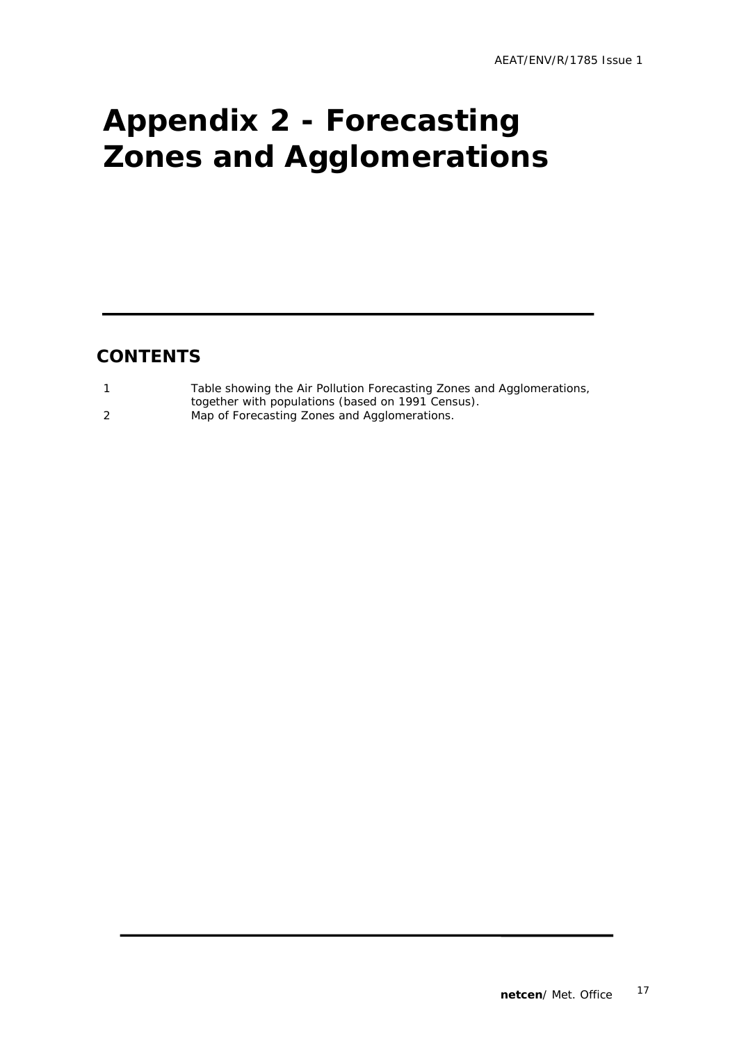# Appendix 2 - Forecasting Zones and Agglomerations

## CONTENTS

1 Table showing the Air Pollution Forecasting Zones and Agglomerations, together with populations (based on 1991 Census).

2 Map of Forecasting Zones and Agglomerations.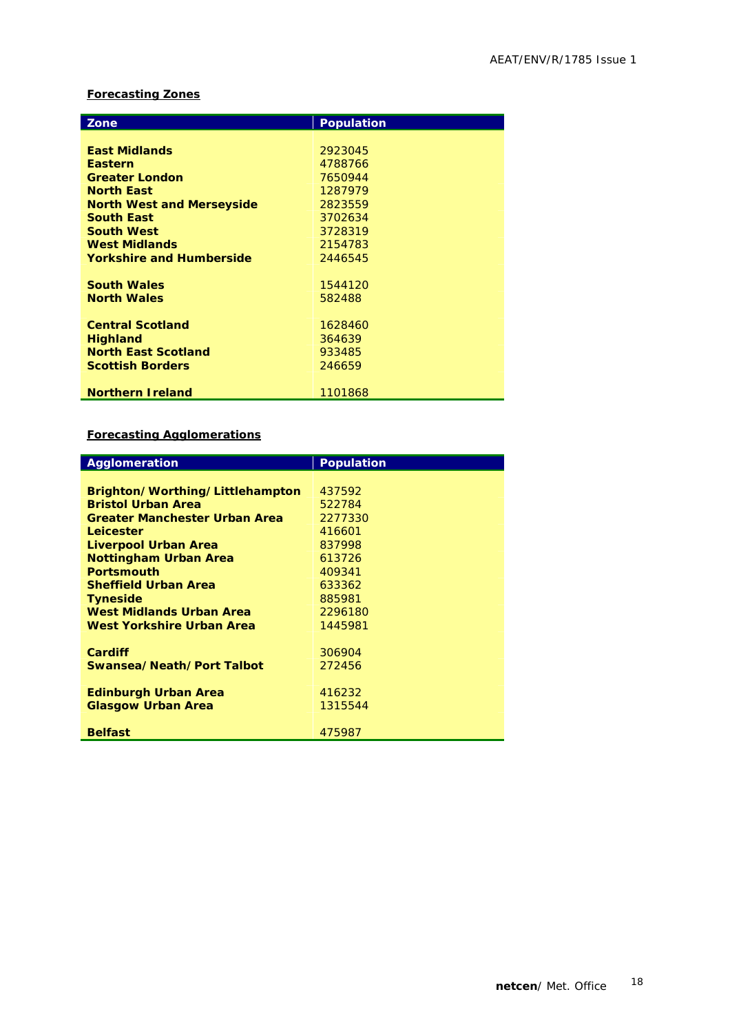## Forecasting Zones

| Zone | Population |
|---|---|
| **East Midlands** | 2923045 |
| **Eastern** | 4788766 |
| **Greater London** | 7650944 |
| **North East** | 1287979 |
| **North West and Merseyside** | 2823559 |
| **South East** | 3702634 |
| **South West** | 3728319 |
| **West Midlands** | 2154783 |
| **Yorkshire and Humberside** | 2446545 |
| **South Wales** | 1544120 |
| **North Wales** | 582488 |
| **Central Scotland** | 1628460 |
| **Highland** | 364639 |
| **North East Scotland** | 933485 |
| **Scottish Borders** | 246659 |
| **Northern Ireland** | 1101868 |

## Forecasting Agglomerations

| Agglomeration | Population |
|---|---|
| **Brighton/Worthing/Littlehampton** | 437592 |
| **Bristol Urban Area** | 522784 |
| **Greater Manchester Urban Area** | 2277330 |
| **Leicester** | 416601 |
| **Liverpool Urban Area** | 837998 |
| **Nottingham Urban Area** | 613726 |
| **Portsmouth** | 409341 |
| **Sheffield Urban Area** | 633362 |
| **Tyneside** | 885981 |
| **West Midlands Urban Area** | 2296180 |
| **West Yorkshire Urban Area** | 1445981 |
| **Cardiff** | 306904 |
| **Swansea/Neath/Port Talbot** | 272456 |
| **Edinburgh Urban Area** | 416232 |
| **Glasgow Urban Area** | 1315544 |
| **Belfast** | 475987 |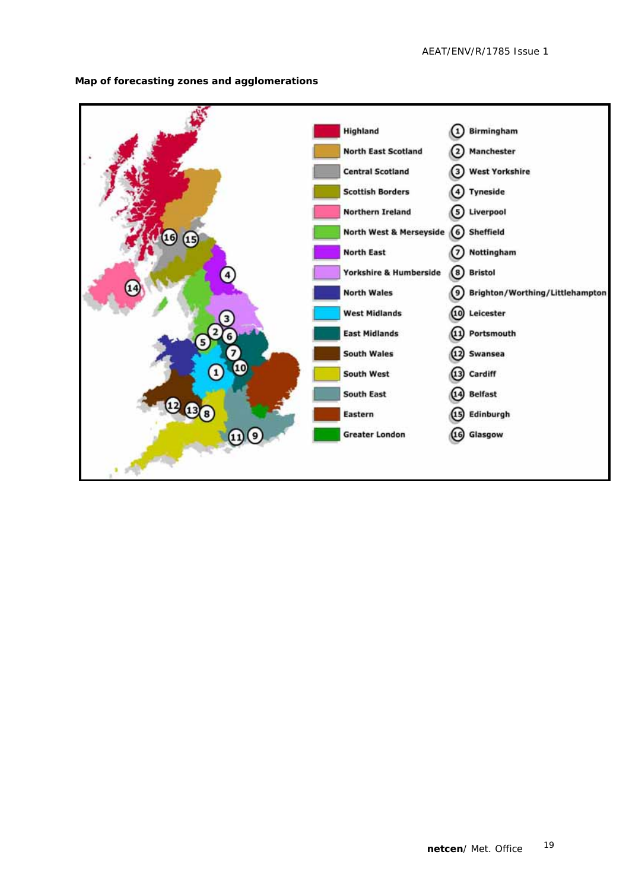**Map of forecasting zones and agglomerations**

| Zone | | Agglomeration |
|---|---|---|
| Highland | 1 | Birmingham |
| North East Scotland | 2 | Manchester |
| Central Scotland | 3 | West Yorkshire |
| Scottish Borders | 4 | Tyneside |
| Northern Ireland | 5 | Liverpool |
| North West & Merseyside | 6 | Sheffield |
| North East | 7 | Nottingham |
| Yorkshire & Humberside | 8 | Bristol |
| North Wales | 9 | Brighton/Worthing/Littlehampton |
| West Midlands | 10 | Leicester |
| East Midlands | 11 | Portsmouth |
| South Wales | 12 | Swansea |
| South West | 13 | Cardiff |
| South East | 14 | Belfast |
| Eastern | 15 | Edinburgh |
| Greater London | 16 | Glasgow |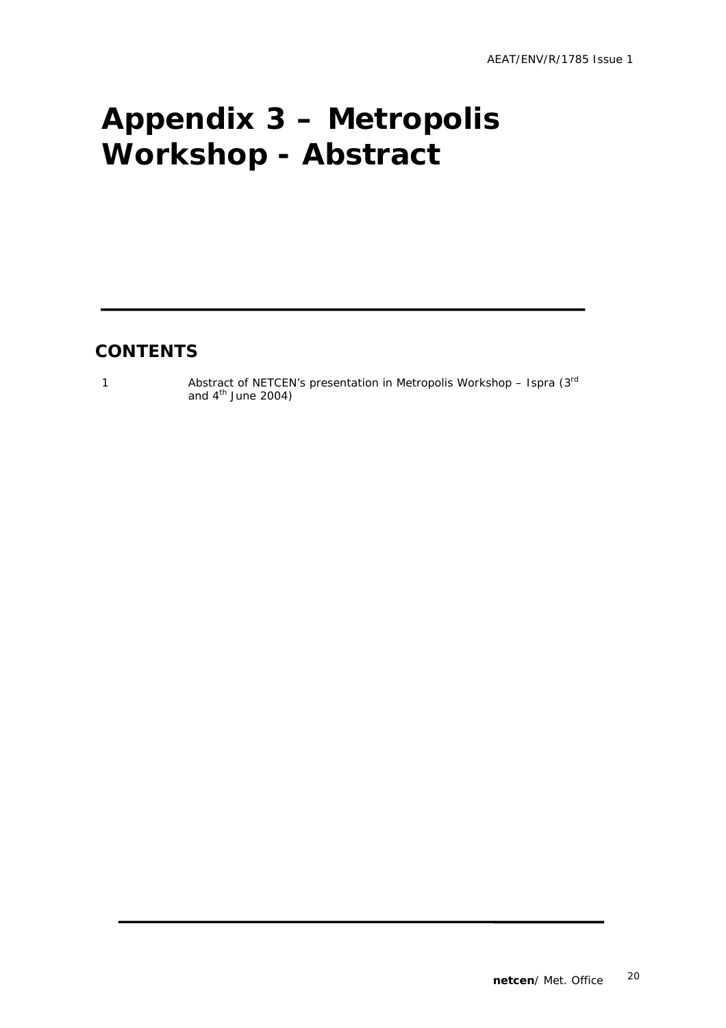# Appendix 3 – Metropolis Workshop - Abstract

## CONTENTS

1 Abstract of NETCEN's presentation in Metropolis Workshop – Ispra (3rd and 4th June 2004)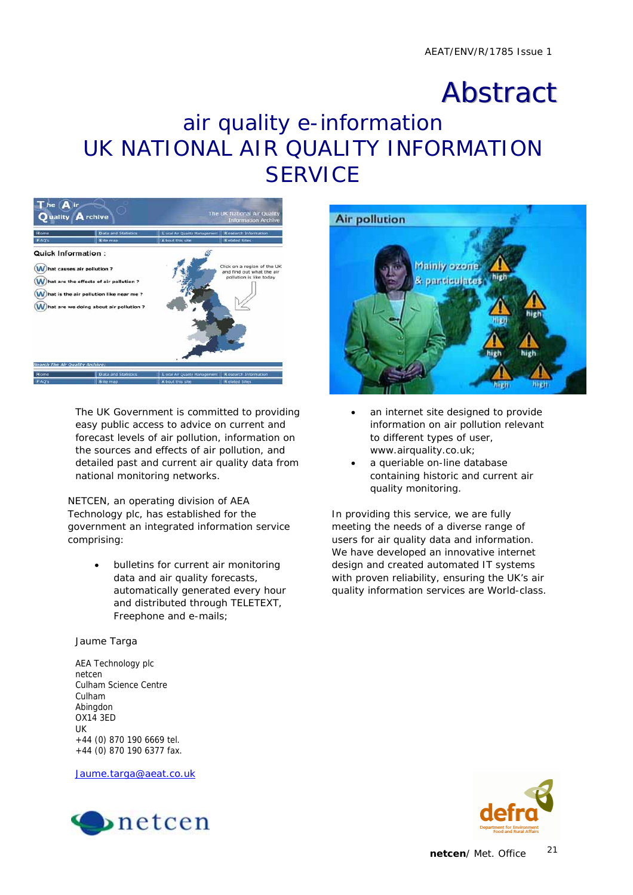# Abstract

## air quality e-information
## UK NATIONAL AIR QUALITY INFORMATION SERVICE

The UK Government is committed to providing easy public access to advice on current and forecast levels of air pollution, information on the sources and effects of air pollution, and detailed past and current air quality data from national monitoring networks.

NETCEN, an operating division of AEA Technology plc, has established for the government an integrated information service comprising:

- bulletins for current air monitoring data and air quality forecasts, automatically generated every hour and distributed through TELETEXT, Freephone and e-mails;
- an internet site designed to provide information on air pollution relevant to different types of user, www.airquality.co.uk;
- a queriable on-line database containing historic and current air quality monitoring.

In providing this service, we are fully meeting the needs of a diverse range of users for air quality data and information. We have developed an innovative internet design and created automated IT systems with proven reliability, ensuring the UK's air quality information services are World-class.

Jaume Targa

AEA Technology plc
netcen
Culham Science Centre
Culham
Abingdon
OX14 3ED
UK
+44 (0) 870 190 6669 tel.
+44 (0) 870 190 6377 fax.

Jaume.targa@aeat.co.uk

**netcen**/ Met. Office